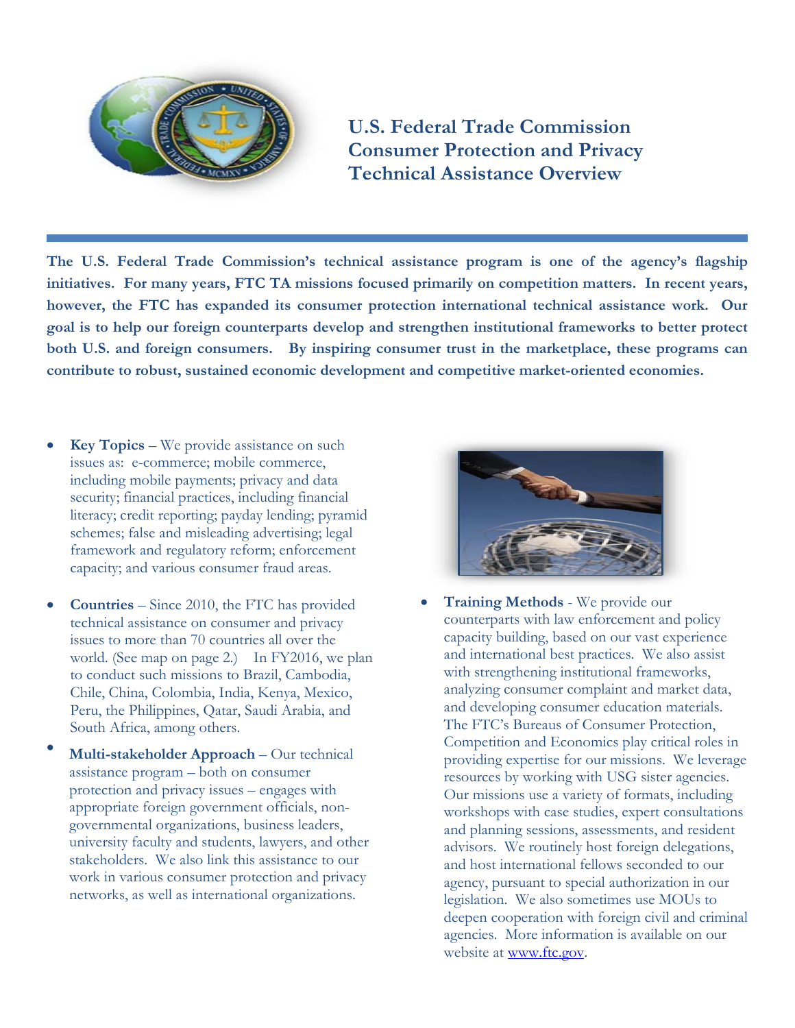# U.S. Federal Trade Commission Consumer Protection and Privacy Technical Assistance Overview

**The U.S. Federal Trade Commission's technical assistance program is one of the agency's flagship initiatives. For many years, FTC TA missions focused primarily on competition matters. In recent years, however, the FTC has expanded its consumer protection international technical assistance work. Our goal is to help our foreign counterparts develop and strengthen institutional frameworks to better protect both U.S. and foreign consumers. By inspiring consumer trust in the marketplace, these programs can contribute to robust, sustained economic development and competitive market-oriented economies.**

- **Key Topics** – We provide assistance on such issues as: e-commerce; mobile commerce, including mobile payments; privacy and data security; financial practices, including financial literacy; credit reporting; payday lending; pyramid schemes; false and misleading advertising; legal framework and regulatory reform; enforcement capacity; and various consumer fraud areas.

- **Countries** – Since 2010, the FTC has provided technical assistance on consumer and privacy issues to more than 70 countries all over the world. (See map on page 2.) In FY2016, we plan to conduct such missions to Brazil, Cambodia, Chile, China, Colombia, India, Kenya, Mexico, Peru, the Philippines, Qatar, Saudi Arabia, and South Africa, among others.

- **Multi-stakeholder Approach** – Our technical assistance program – both on consumer protection and privacy issues – engages with appropriate foreign government officials, non-governmental organizations, business leaders, university faculty and students, lawyers, and other stakeholders. We also link this assistance to our work in various consumer protection and privacy networks, as well as international organizations.

- **Training Methods** - We provide our counterparts with law enforcement and policy capacity building, based on our vast experience and international best practices. We also assist with strengthening institutional frameworks, analyzing consumer complaint and market data, and developing consumer education materials. The FTC's Bureaus of Consumer Protection, Competition and Economics play critical roles in providing expertise for our missions. We leverage resources by working with USG sister agencies. Our missions use a variety of formats, including workshops with case studies, expert consultations and planning sessions, assessments, and resident advisors. We routinely host foreign delegations, and host international fellows seconded to our agency, pursuant to special authorization in our legislation. We also sometimes use MOUs to deepen cooperation with foreign civil and criminal agencies. More information is available on our website at [www.ftc.gov](http://www.ftc.gov).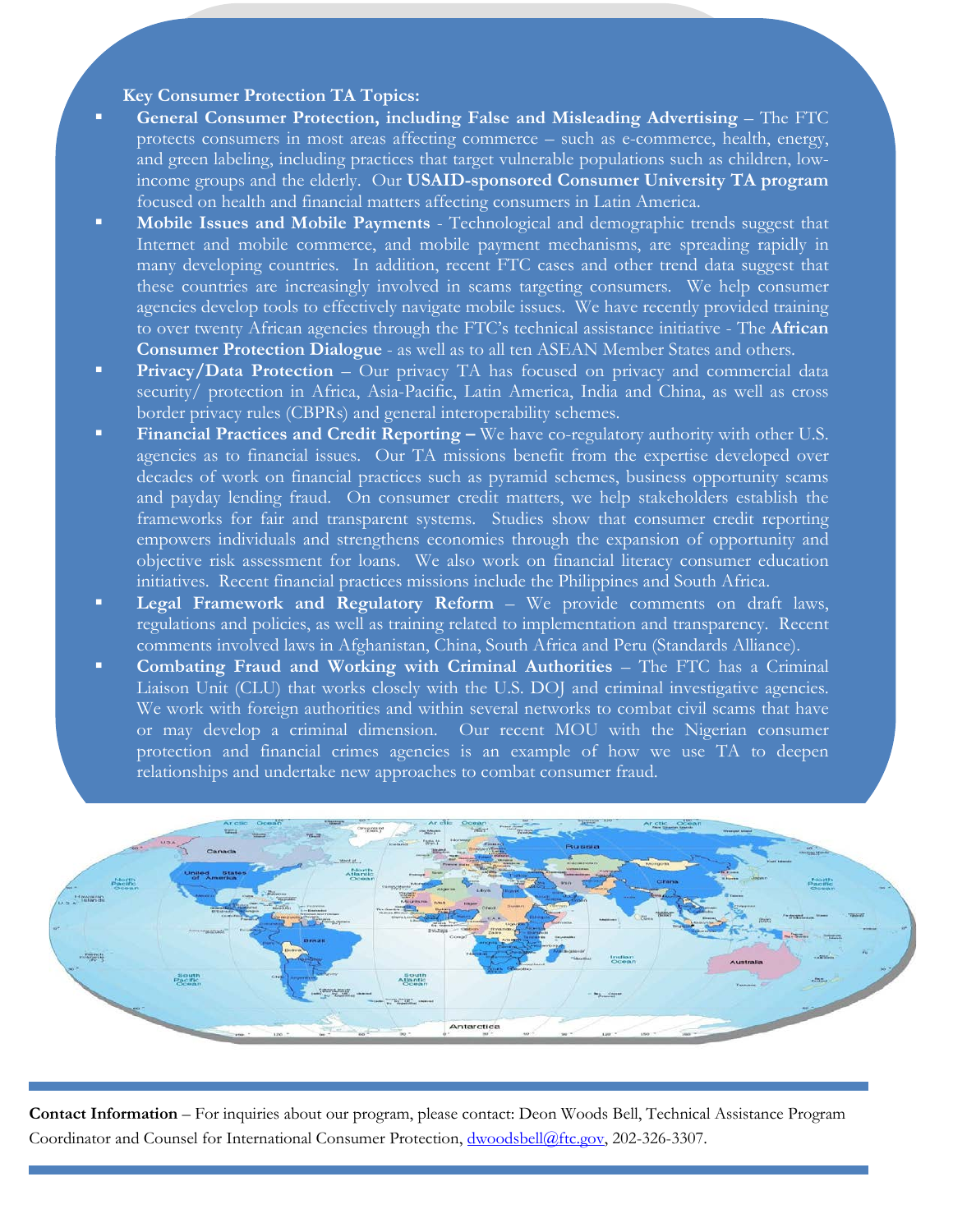**Key Consumer Protection TA Topics:**

- **General Consumer Protection, including False and Misleading Advertising** – The FTC protects consumers in most areas affecting commerce – such as e-commerce, health, energy, and green labeling, including practices that target vulnerable populations such as children, low-income groups and the elderly. Our **USAID-sponsored Consumer University TA program** focused on health and financial matters affecting consumers in Latin America.
- **Mobile Issues and Mobile Payments** - Technological and demographic trends suggest that Internet and mobile commerce, and mobile payment mechanisms, are spreading rapidly in many developing countries. In addition, recent FTC cases and other trend data suggest that these countries are increasingly involved in scams targeting consumers. We help consumer agencies develop tools to effectively navigate mobile issues. We have recently provided training to over twenty African agencies through the FTC's technical assistance initiative - The **African Consumer Protection Dialogue** - as well as to all ten ASEAN Member States and others.
- **Privacy/Data Protection** – Our privacy TA has focused on privacy and commercial data security/ protection in Africa, Asia-Pacific, Latin America, India and China, as well as cross border privacy rules (CBPRs) and general interoperability schemes.
- **Financial Practices and Credit Reporting –** We have co-regulatory authority with other U.S. agencies as to financial issues. Our TA missions benefit from the expertise developed over decades of work on financial practices such as pyramid schemes, business opportunity scams and payday lending fraud. On consumer credit matters, we help stakeholders establish the frameworks for fair and transparent systems. Studies show that consumer credit reporting empowers individuals and strengthens economies through the expansion of opportunity and objective risk assessment for loans. We also work on financial literacy consumer education initiatives. Recent financial practices missions include the Philippines and South Africa.
- **Legal Framework and Regulatory Reform** – We provide comments on draft laws, regulations and policies, as well as training related to implementation and transparency. Recent comments involved laws in Afghanistan, China, South Africa and Peru (Standards Alliance).
- **Combating Fraud and Working with Criminal Authorities** – The FTC has a Criminal Liaison Unit (CLU) that works closely with the U.S. DOJ and criminal investigative agencies. We work with foreign authorities and within several networks to combat civil scams that have or may develop a criminal dimension. Our recent MOU with the Nigerian consumer protection and financial crimes agencies is an example of how we use TA to deepen relationships and undertake new approaches to combat consumer fraud.

---

**Contact Information** – For inquiries about our program, please contact: Deon Woods Bell, Technical Assistance Program Coordinator and Counsel for International Consumer Protection, dwoodsbell@ftc.gov, 202-326-3307.